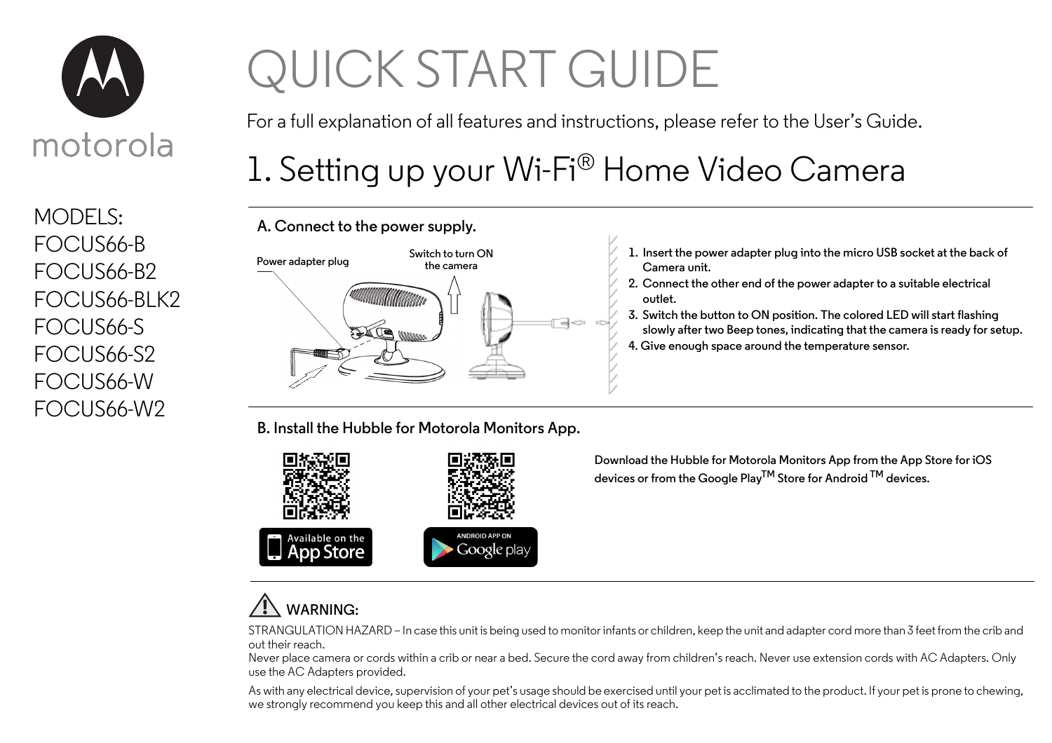motorola

MODELS:
FOCUS66-B
FOCUS66-B2
FOCUS66-BLK2
FOCUS66-S
FOCUS66-S2
FOCUS66-W
FOCUS66-W2

# QUICK START GUIDE

For a full explanation of all features and instructions, please refer to the User's Guide.

## 1. Setting up your Wi-Fi® Home Video Camera

### A. Connect to the power supply.

Power adapter plug

Switch to turn ON the camera

1. Insert the power adapter plug into the micro USB socket at the back of Camera unit.
2. Connect the other end of the power adapter to a suitable electrical outlet.
3. Switch the button to ON position. The colored LED will start flashing slowly after two Beep tones, indicating that the camera is ready for setup.
4. Give enough space around the temperature sensor.

### B. Install the Hubble for Motorola Monitors App.

Available on the App Store

ANDROID APP ON Google play

Download the Hubble for Motorola Monitors App from the App Store for iOS devices or from the Google Play™ Store for Android ™ devices.

**WARNING:**

STRANGULATION HAZARD – In case this unit is being used to monitor infants or children, keep the unit and adapter cord more than 3 feet from the crib and out their reach.
Never place camera or cords within a crib or near a bed. Secure the cord away from children's reach. Never use extension cords with AC Adapters. Only use the AC Adapters provided.

As with any electrical device, supervision of your pet's usage should be exercised until your pet is acclimated to the product. If your pet is prone to chewing, we strongly recommend you keep this and all other electrical devices out of its reach.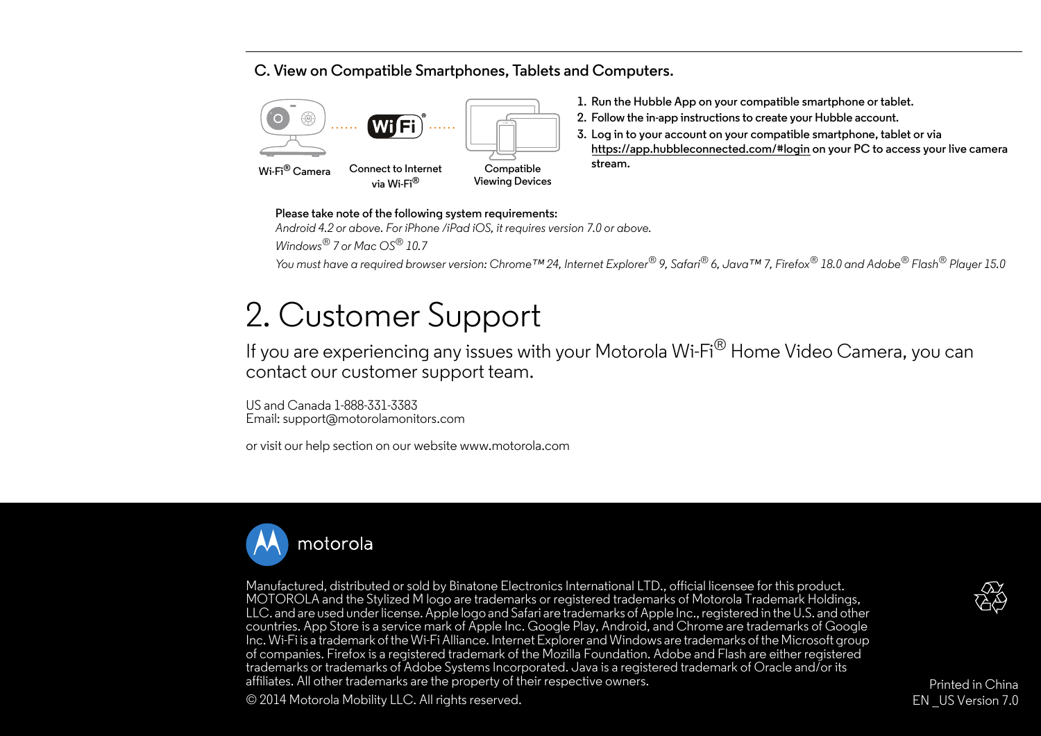### C. View on Compatible Smartphones, Tablets and Computers.

Wi-Fi® Camera

Connect to Internet via Wi-Fi®

Compatible Viewing Devices

1. Run the Hubble App on your compatible smartphone or tablet.
2. Follow the in-app instructions to create your Hubble account.
3. Log in to your account on your compatible smartphone, tablet or via https://app.hubbleconnected.com/#login on your PC to access your live camera stream.

Please take note of the following system requirements:

*Android 4.2 or above. For iPhone /iPad iOS, it requires version 7.0 or above.*

*Windows® 7 or Mac OS® 10.7*

*You must have a required browser version: Chrome™ 24, Internet Explorer® 9, Safari® 6, Java™ 7, Firefox® 18.0 and Adobe® Flash® Player 15.0*

# 2. Customer Support

If you are experiencing any issues with your Motorola Wi-Fi® Home Video Camera, you can contact our customer support team.

US and Canada 1-888-331-3383
Email: support@motorolamonitors.com

or visit our help section on our website www.motorola.com

motorola

Manufactured, distributed or sold by Binatone Electronics International LTD., official licensee for this product. MOTOROLA and the Stylized M logo are trademarks or registered trademarks of Motorola Trademark Holdings, LLC. and are used under license. Apple logo and Safari are trademarks of Apple Inc., registered in the U.S. and other countries. App Store is a service mark of Apple Inc. Google Play, Android, and Chrome are trademarks of Google Inc. Wi-Fi is a trademark of the Wi-Fi Alliance. Internet Explorer and Windows are trademarks of the Microsoft group of companies. Firefox is a registered trademark of the Mozilla Foundation. Adobe and Flash are either registered trademarks or trademarks of Adobe Systems Incorporated. Java is a registered trademark of Oracle and/or its affiliates. All other trademarks are the property of their respective owners.

© 2014 Motorola Mobility LLC. All rights reserved.

Printed in China
EN _US Version 7.0